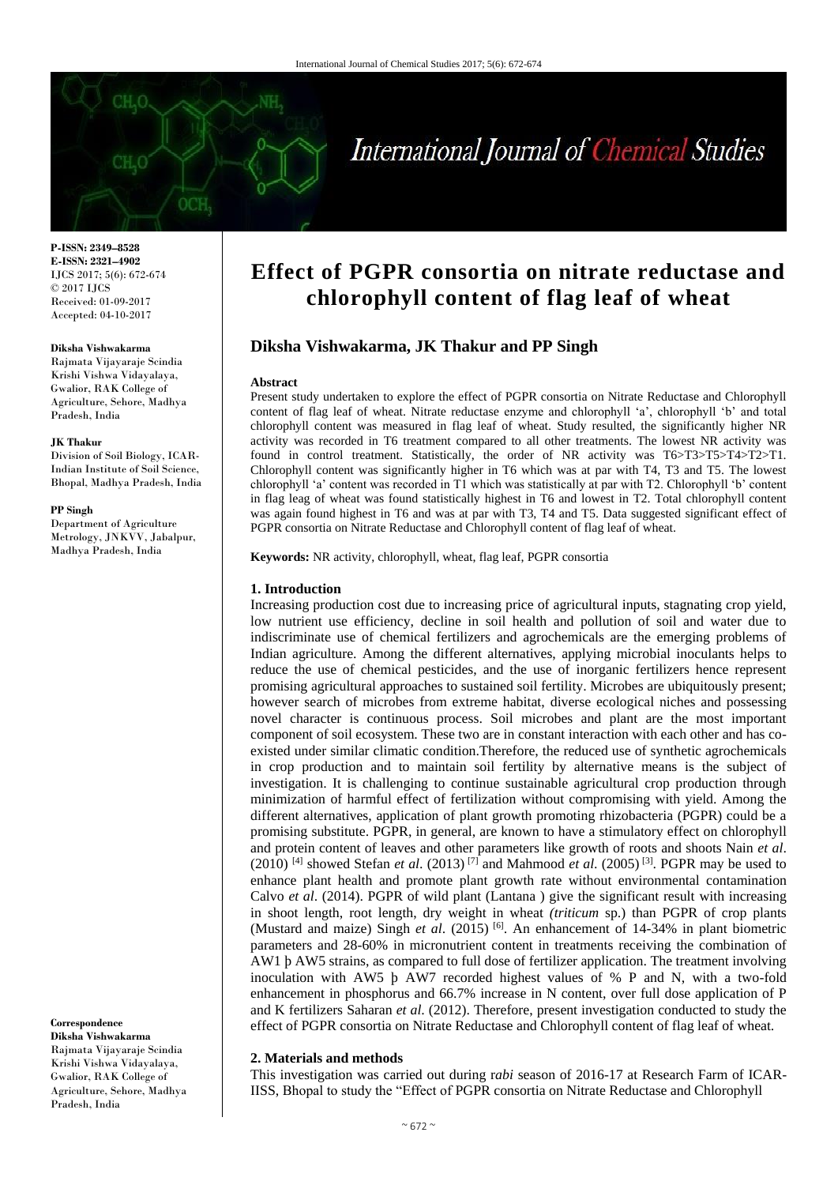**P-ISSN: 2349–8528**
**E-ISSN: 2321–4902**
IJCS 2017; 5(6): 672-674
© 2017 IJCS
Received: 01-09-2017
Accepted: 04-10-2017

**Diksha Vishwakarma**
Rajmata Vijayaraje Scindia Krishi Vishwa Vidayalaya, Gwalior, RAK College of Agriculture, Sehore, Madhya Pradesh, India

**JK Thakur**
Division of Soil Biology, ICAR-Indian Institute of Soil Science, Bhopal, Madhya Pradesh, India

**PP Singh**
Department of Agriculture Metrology, JNKVV, Jabalpur, Madhya Pradesh, India

**Correspondence**
**Diksha Vishwakarma**
Rajmata Vijayaraje Scindia Krishi Vishwa Vidayalaya, Gwalior, RAK College of Agriculture, Sehore, Madhya Pradesh, India

# Effect of PGPR consortia on nitrate reductase and chlorophyll content of flag leaf of wheat

**Diksha Vishwakarma, JK Thakur and PP Singh**

**Abstract**

Present study undertaken to explore the effect of PGPR consortia on Nitrate Reductase and Chlorophyll content of flag leaf of wheat. Nitrate reductase enzyme and chlorophyll 'a', chlorophyll 'b' and total chlorophyll content was measured in flag leaf of wheat. Study resulted, the significantly higher NR activity was recorded in T6 treatment compared to all other treatments. The lowest NR activity was found in control treatment. Statistically, the order of NR activity was T6>T3>T5>T4>T2>T1. Chlorophyll content was significantly higher in T6 which was at par with T4, T3 and T5. The lowest chlorophyll 'a' content was recorded in T1 which was statistically at par with T2. Chlorophyll 'b' content in flag leag of wheat was found statistically highest in T6 and lowest in T2. Total chlorophyll content was again found highest in T6 and was at par with T3, T4 and T5. Data suggested significant effect of PGPR consortia on Nitrate Reductase and Chlorophyll content of flag leaf of wheat.

**Keywords:** NR activity, chlorophyll, wheat, flag leaf, PGPR consortia

## 1. Introduction

Increasing production cost due to increasing price of agricultural inputs, stagnating crop yield, low nutrient use efficiency, decline in soil health and pollution of soil and water due to indiscriminate use of chemical fertilizers and agrochemicals are the emerging problems of Indian agriculture. Among the different alternatives, applying microbial inoculants helps to reduce the use of chemical pesticides, and the use of inorganic fertilizers hence represent promising agricultural approaches to sustained soil fertility. Microbes are ubiquitously present; however search of microbes from extreme habitat, diverse ecological niches and possessing novel character is continuous process. Soil microbes and plant are the most important component of soil ecosystem. These two are in constant interaction with each other and has co-existed under similar climatic condition.Therefore, the reduced use of synthetic agrochemicals in crop production and to maintain soil fertility by alternative means is the subject of investigation. It is challenging to continue sustainable agricultural crop production through minimization of harmful effect of fertilization without compromising with yield. Among the different alternatives, application of plant growth promoting rhizobacteria (PGPR) could be a promising substitute. PGPR, in general, are known to have a stimulatory effect on chlorophyll and protein content of leaves and other parameters like growth of roots and shoots Nain *et al*. (2010) [4] showed Stefan *et al*. (2013) [7] and Mahmood *et al.* (2005) [3]. PGPR may be used to enhance plant health and promote plant growth rate without environmental contamination Calvo *et al*. (2014). PGPR of wild plant (Lantana ) give the significant result with increasing in shoot length, root length, dry weight in wheat *(triticum* sp.) than PGPR of crop plants (Mustard and maize) Singh *et al*. (2015) [6]. An enhancement of 14-34% in plant biometric parameters and 28-60% in micronutrient content in treatments receiving the combination of AW1 þ AW5 strains, as compared to full dose of fertilizer application. The treatment involving inoculation with AW5 þ AW7 recorded highest values of % P and N, with a two-fold enhancement in phosphorus and 66.7% increase in N content, over full dose application of P and K fertilizers Saharan *et al.* (2012). Therefore, present investigation conducted to study the effect of PGPR consortia on Nitrate Reductase and Chlorophyll content of flag leaf of wheat.

## 2. Materials and methods

This investigation was carried out during r*abi* season of 2016-17 at Research Farm of ICAR-IISS, Bhopal to study the "Effect of PGPR consortia on Nitrate Reductase and Chlorophyll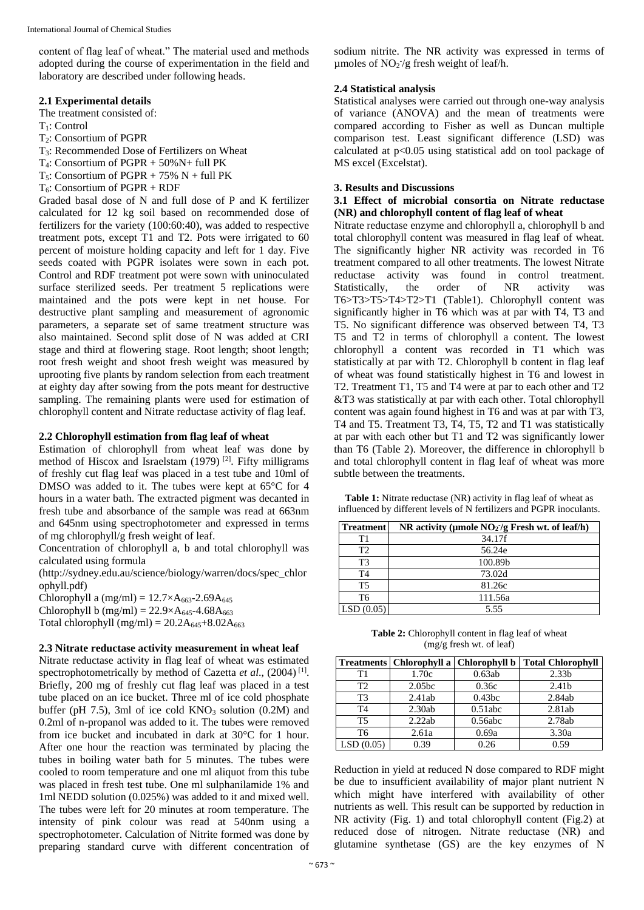content of flag leaf of wheat." The material used and methods adopted during the course of experimentation in the field and laboratory are described under following heads.

### 2.1 Experimental details

The treatment consisted of:

$T_1$: Control
$T_2$: Consortium of PGPR
$T_3$: Recommended Dose of Fertilizers on Wheat
$T_4$: Consortium of PGPR + 50%N+ full PK
$T_5$: Consortium of PGPR + 75% N + full PK
$T_6$: Consortium of PGPR + RDF

Graded basal dose of N and full dose of P and K fertilizer calculated for 12 kg soil based on recommended dose of fertilizers for the variety (100:60:40), was added to respective treatment pots, except T1 and T2. Pots were irrigated to 60 percent of moisture holding capacity and left for 1 day. Five seeds coated with PGPR isolates were sown in each pot. Control and RDF treatment pot were sown with uninoculated surface sterilized seeds. Per treatment 5 replications were maintained and the pots were kept in net house. For destructive plant sampling and measurement of agronomic parameters, a separate set of same treatment structure was also maintained. Second split dose of N was added at CRI stage and third at flowering stage. Root length; shoot length; root fresh weight and shoot fresh weight was measured by uprooting five plants by random selection from each treatment at eighty day after sowing from the pots meant for destructive sampling. The remaining plants were used for estimation of chlorophyll content and Nitrate reductase activity of flag leaf.

### 2.2 Chlorophyll estimation from flag leaf of wheat

Estimation of chlorophyll from wheat leaf was done by method of Hiscox and Israelstam (1979) [2]. Fifty milligrams of freshly cut flag leaf was placed in a test tube and 10ml of DMSO was added to it. The tubes were kept at 65°C for 4 hours in a water bath. The extracted pigment was decanted in fresh tube and absorbance of the sample was read at 663nm and 645nm using spectrophotometer and expressed in terms of mg chlorophyll/g fresh weight of leaf.

Concentration of chlorophyll a, b and total chlorophyll was calculated using formula (http://sydney.edu.au/science/biology/warren/docs/spec_chlorophyll.pdf)

Chlorophyll a (mg/ml) = $12.7\times A_{663}-2.69A_{645}$
Chlorophyll b (mg/ml) = $22.9\times A_{645}-4.68A_{663}$
Total chlorophyll (mg/ml) = $20.2A_{645}+8.02A_{663}$

### 2.3 Nitrate reductase activity measurement in wheat leaf

Nitrate reductase activity in flag leaf of wheat was estimated spectrophotometrically by method of Cazetta *et al.*, (2004) [1]. Briefly, 200 mg of freshly cut flag leaf was placed in a test tube placed on an ice bucket. Three ml of ice cold phosphate buffer (pH 7.5), 3ml of ice cold $KNO_3$ solution (0.2M) and 0.2ml of n-propanol was added to it. The tubes were removed from ice bucket and incubated in dark at 30°C for 1 hour. After one hour the reaction was terminated by placing the tubes in boiling water bath for 5 minutes. The tubes were cooled to room temperature and one ml aliquot from this tube was placed in fresh test tube. One ml sulphanilamide 1% and 1ml NEDD solution (0.025%) was added to it and mixed well. The tubes were left for 20 minutes at room temperature. The intensity of pink colour was read at 540nm using a spectrophotometer. Calculation of Nitrite formed was done by preparing standard curve with different concentration of sodium nitrite. The NR activity was expressed in terms of µmoles of $NO_2^-$/g fresh weight of leaf/h.

### 2.4 Statistical analysis

Statistical analyses were carried out through one-way analysis of variance (ANOVA) and the mean of treatments were compared according to Fisher as well as Duncan multiple comparison test. Least significant difference (LSD) was calculated at $p<0.05$ using statistical add on tool package of MS excel (Excelstat).

## 3. Results and Discussions

### 3.1 Effect of microbial consortia on Nitrate reductase (NR) and chlorophyll content of flag leaf of wheat

Nitrate reductase enzyme and chlorophyll a, chlorophyll b and total chlorophyll content was measured in flag leaf of wheat. The significantly higher NR activity was recorded in T6 treatment compared to all other treatments. The lowest Nitrate reductase activity was found in control treatment. Statistically, the order of NR activity was T6>T3>T5>T4>T2>T1 (Table1). Chlorophyll content was significantly higher in T6 which was at par with T4, T3 and T5. No significant difference was observed between T4, T3 T5 and T2 in terms of chlorophyll a content. The lowest chlorophyll a content was recorded in T1 which was statistically at par with T2. Chlorophyll b content in flag leaf of wheat was found statistically highest in T6 and lowest in T2. Treatment T1, T5 and T4 were at par to each other and T2 &T3 was statistically at par with each other. Total chlorophyll content was again found highest in T6 and was at par with T3, T4 and T5. Treatment T3, T4, T5, T2 and T1 was statistically at par with each other but T1 and T2 was significantly lower than T6 (Table 2). Moreover, the difference in chlorophyll b and total chlorophyll content in flag leaf of wheat was more subtle between the treatments.

**Table 1:** Nitrate reductase (NR) activity in flag leaf of wheat as influenced by different levels of N fertilizers and PGPR inoculants.

| Treatment | NR activity (µmole $NO_2^-$/g Fresh wt. of leaf/h) |
|---|---|
| T1 | 34.17f |
| T2 | 56.24e |
| T3 | 100.89b |
| T4 | 73.02d |
| T5 | 81.26c |
| T6 | 111.56a |
| LSD (0.05) | 5.55 |

**Table 2:** Chlorophyll content in flag leaf of wheat (mg/g fresh wt. of leaf)

| Treatments | Chlorophyll a | Chlorophyll b | Total Chlorophyll |
|---|---|---|---|
| T1 | 1.70c | 0.63ab | 2.33b |
| T2 | 2.05bc | 0.36c | 2.41b |
| T3 | 2.41ab | 0.43bc | 2.84ab |
| T4 | 2.30ab | 0.51abc | 2.81ab |
| T5 | 2.22ab | 0.56abc | 2.78ab |
| T6 | 2.61a | 0.69a | 3.30a |
| LSD (0.05) | 0.39 | 0.26 | 0.59 |

Reduction in yield at reduced N dose compared to RDF might be due to insufficient availability of major plant nutrient N which might have interfered with availability of other nutrients as well. This result can be supported by reduction in NR activity (Fig. 1) and total chlorophyll content (Fig.2) at reduced dose of nitrogen. Nitrate reductase (NR) and glutamine synthetase (GS) are the key enzymes of N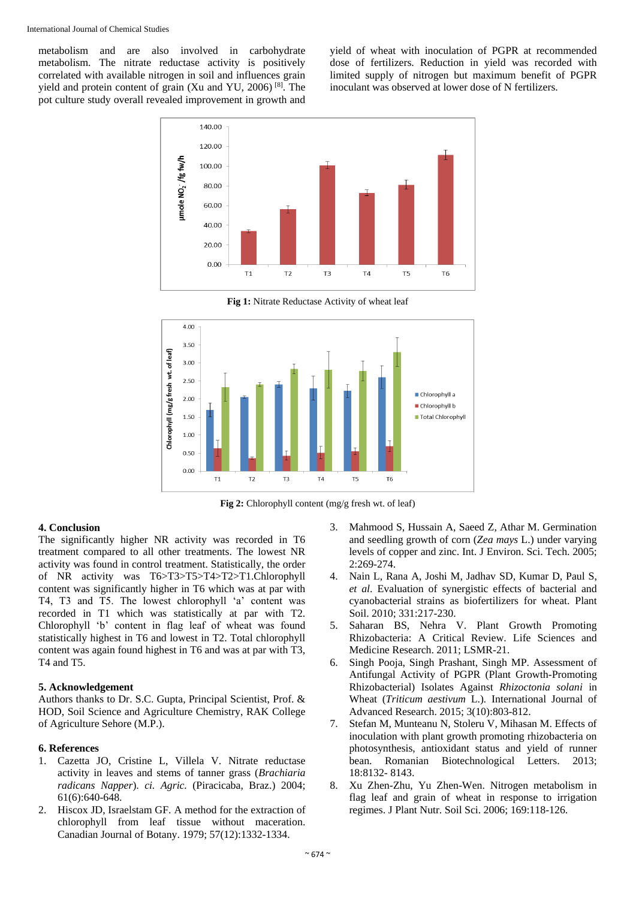metabolism and are also involved in carbohydrate metabolism. The nitrate reductase activity is positively correlated with available nitrogen in soil and influences grain yield and protein content of grain (Xu and YU, 2006) [8]. The pot culture study overall revealed improvement in growth and yield of wheat with inoculation of PGPR at recommended dose of fertilizers. Reduction in yield was recorded with limited supply of nitrogen but maximum benefit of PGPR inoculant was observed at lower dose of N fertilizers.

μmole $NO_2$ /fg fw/h

140.00
120.00
100.00
80.00
60.00
40.00
20.00
0.00

T1 T2 T3 T4 T5 T6

**Fig 1:** Nitrate Reductase Activity of wheat leaf

Chlorophyll (mg/g fresh wt. of leaf)

4.00
3.50
3.00
2.50
2.00
1.50
1.00
0.50
0.00

T1 T2 T3 T4 T5 T6

Chlorophyll a
Chlorophyll b
Total Chlorophyll

**Fig 2:** Chlorophyll content (mg/g fresh wt. of leaf)

## 4. Conclusion

The significantly higher NR activity was recorded in T6 treatment compared to all other treatments. The lowest NR activity was found in control treatment. Statistically, the order of NR activity was T6>T3>T5>T4>T2>T1.Chlorophyll content was significantly higher in T6 which was at par with T4, T3 and T5. The lowest chlorophyll 'a' content was recorded in T1 which was statistically at par with T2. Chlorophyll 'b' content in flag leaf of wheat was found statistically highest in T6 and lowest in T2. Total chlorophyll content was again found highest in T6 and was at par with T3, T4 and T5.

## 5. Acknowledgement

Authors thanks to Dr. S.C. Gupta, Principal Scientist, Prof. & HOD, Soil Science and Agriculture Chemistry, RAK College of Agriculture Sehore (M.P.).

## 6. References

1. Cazetta JO, Cristine L, Villela V. Nitrate reductase activity in leaves and stems of tanner grass (*Brachiaria radicans Napper*). *ci. Agric.* (Piracicaba, Braz.) 2004; 61(6):640-648.
2. Hiscox JD, Israelstam GF. A method for the extraction of chlorophyll from leaf tissue without maceration. Canadian Journal of Botany. 1979; 57(12):1332-1334.
3. Mahmood S, Hussain A, Saeed Z, Athar M. Germination and seedling growth of corn (*Zea mays* L.) under varying levels of copper and zinc. Int. J Environ. Sci. Tech. 2005; 2:269-274.
4. Nain L, Rana A, Joshi M, Jadhav SD, Kumar D, Paul S, *et al*. Evaluation of synergistic effects of bacterial and cyanobacterial strains as biofertilizers for wheat. Plant Soil. 2010; 331:217-230.
5. Saharan BS, Nehra V. Plant Growth Promoting Rhizobacteria: A Critical Review. Life Sciences and Medicine Research. 2011; LSMR-21.
6. Singh Pooja, Singh Prashant, Singh MP. Assessment of Antifungal Activity of PGPR (Plant Growth-Promoting Rhizobacterial) Isolates Against *Rhizoctonia solani* in Wheat (*Triticum aestivum* L.). International Journal of Advanced Research. 2015; 3(10):803-812.
7. Stefan M, Munteanu N, Stoleru V, Mihasan M. Effects of inoculation with plant growth promoting rhizobacteria on photosynthesis, antioxidant status and yield of runner bean. Romanian Biotechnological Letters. 2013; 18:8132- 8143.
8. Xu Zhen-Zhu, Yu Zhen-Wen. Nitrogen metabolism in flag leaf and grain of wheat in response to irrigation regimes. J Plant Nutr. Soil Sci. 2006; 169:118-126.